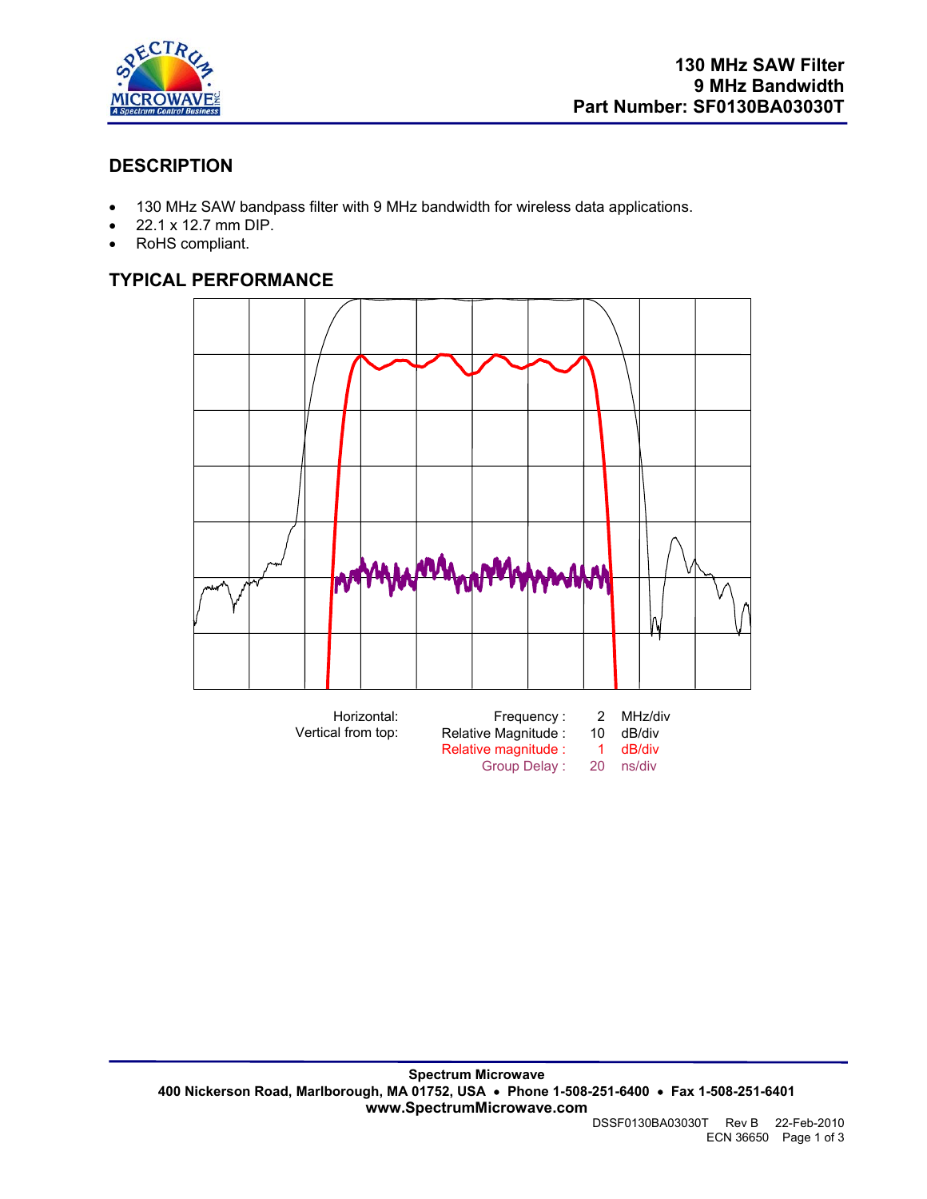# 130 MHz SAW Filter
# 9 MHz Bandwidth
# Part Number: SF0130BA03030T

## DESCRIPTION

- 130 MHz SAW bandpass filter with 9 MHz bandwidth for wireless data applications.
- 22.1 x 12.7 mm DIP.
- RoHS compliant.

## TYPICAL PERFORMANCE

| | | | |
|---|---|---|---|
| Horizontal: | Frequency : | 2 | MHz/div |
| Vertical from top: | Relative Magnitude : | 10 | dB/div |
| | Relative magnitude : | 1 | dB/div |
| | Group Delay : | 20 | ns/div |

**Spectrum Microwave**
**400 Nickerson Road, Marlborough, MA 01752, USA • Phone 1-508-251-6400 • Fax 1-508-251-6401**
**www.SpectrumMicrowave.com**

DSSF0130BA03030T Rev B 22-Feb-2010
ECN 36650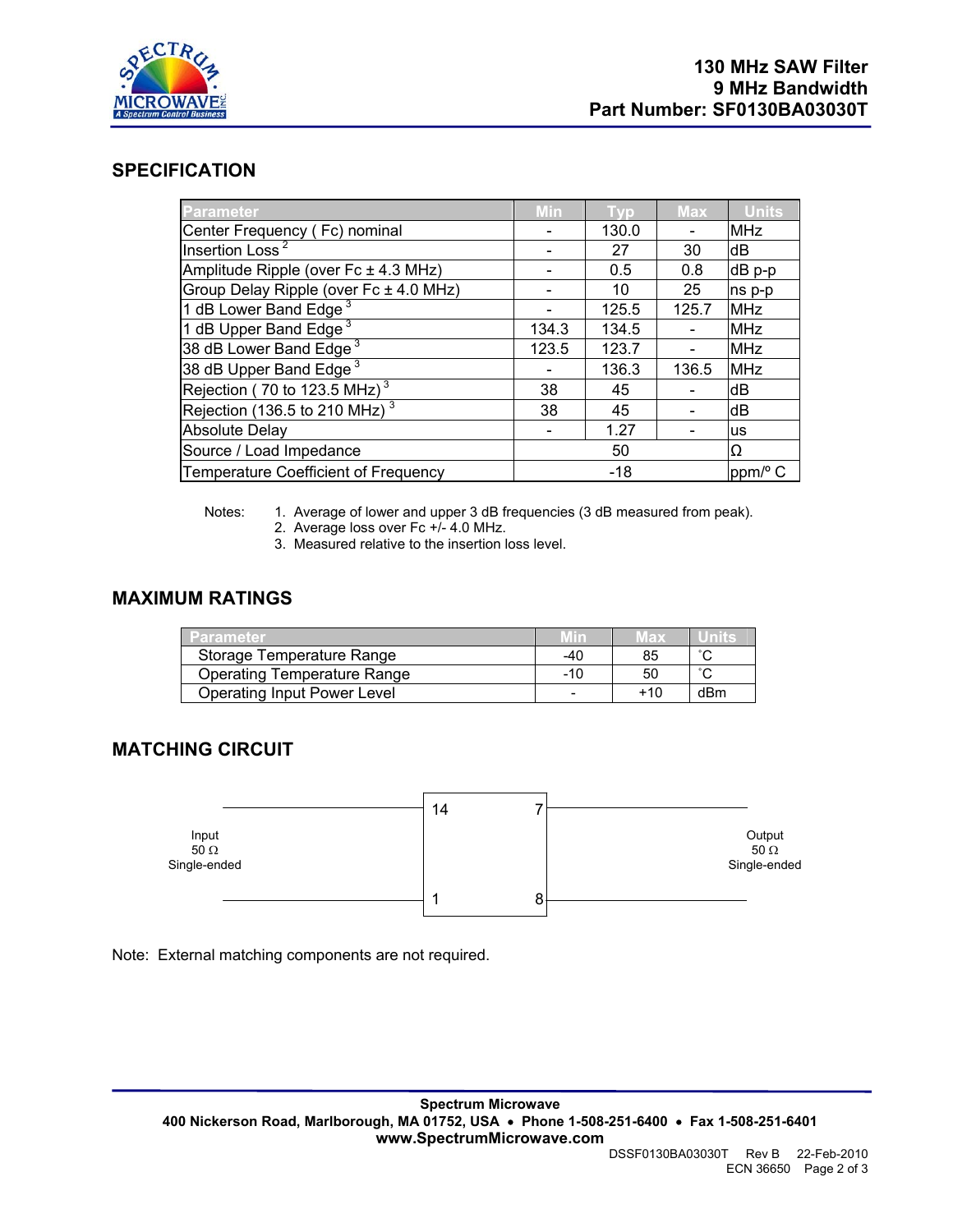## SPECIFICATION

| Parameter | Min | Typ | Max | Units |
|---|---|---|---|---|
| Center Frequency ( Fc) nominal | - | 130.0 | - | MHz |
| Insertion Loss [2] | - | 27 | 30 | dB |
| Amplitude Ripple (over Fc ± 4.3 MHz) | - | 0.5 | 0.8 | dB p-p |
| Group Delay Ripple (over Fc ± 4.0 MHz) | - | 10 | 25 | ns p-p |
| 1 dB Lower Band Edge [3] | - | 125.5 | 125.7 | MHz |
| 1 dB Upper Band Edge [3] | 134.3 | 134.5 | - | MHz |
| 38 dB Lower Band Edge [3] | 123.5 | 123.7 | - | MHz |
| 38 dB Upper Band Edge [3] | - | 136.3 | 136.5 | MHz |
| Rejection ( 70 to 123.5 MHz) [3] | 38 | 45 | - | dB |
| Rejection (136.5 to 210 MHz) [3] | 38 | 45 | - | dB |
| Absolute Delay | - | 1.27 | - | us |
| Source / Load Impedance | | 50 | | Ω |
| Temperature Coefficient of Frequency | | -18 | | ppm/° C |

Notes:
1. Average of lower and upper 3 dB frequencies (3 dB measured from peak).
2. Average loss over Fc +/- 4.0 MHz.
3. Measured relative to the insertion loss level.

## MAXIMUM RATINGS

| Parameter | Min | Max | Units |
|---|---|---|---|
| Storage Temperature Range | -40 | 85 | ˚C |
| Operating Temperature Range | -10 | 50 | ˚C |
| Operating Input Power Level | - | +10 | dBm |

## MATCHING CIRCUIT

Input 50 Ω Single-ended — pins 14, 1

Output 50 Ω Single-ended — pins 7, 8

Note: External matching components are not required.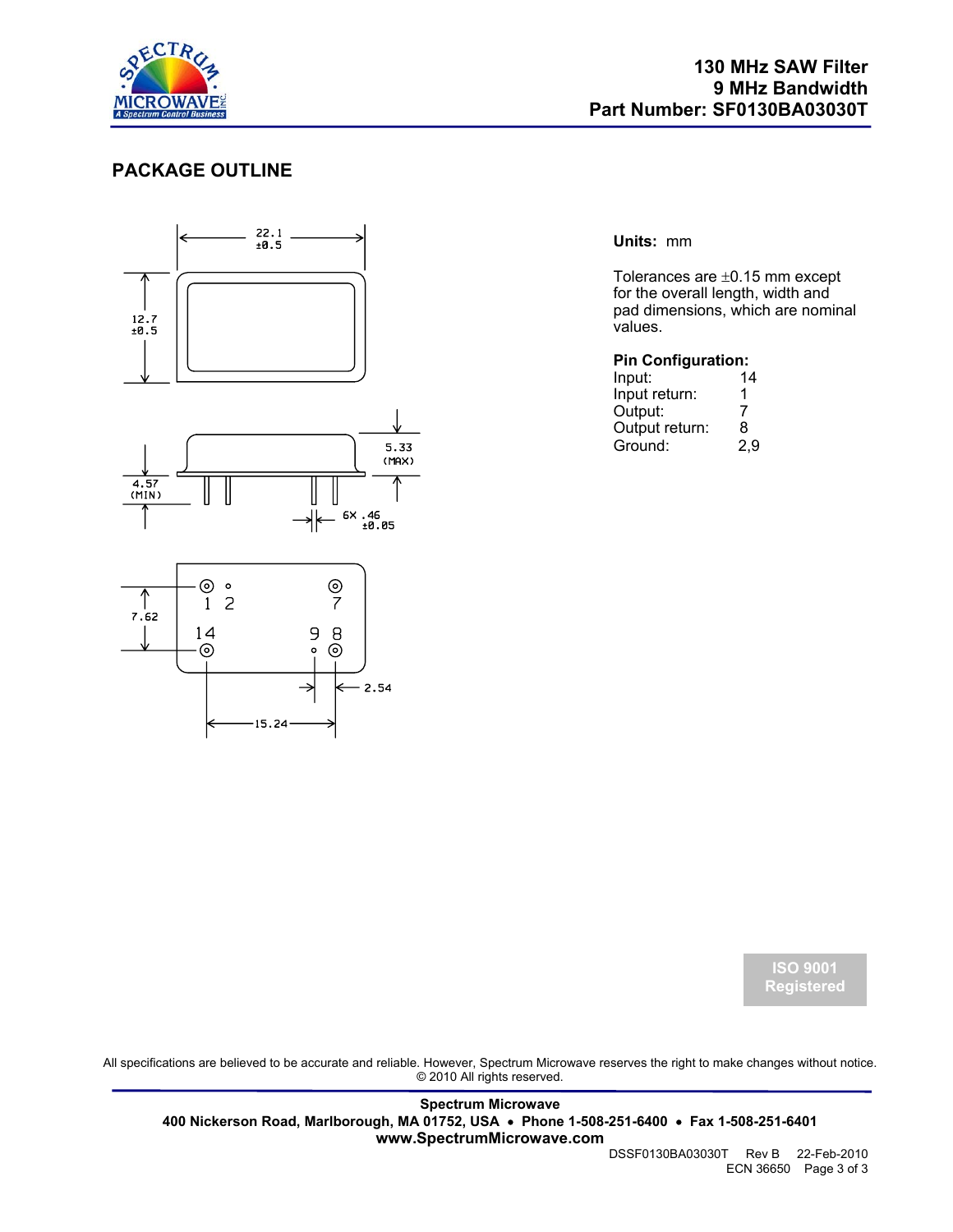# 130 MHz SAW Filter
# 9 MHz Bandwidth
# Part Number: SF0130BA03030T

## PACKAGE OUTLINE

22.1
±0.5

12.7
±0.5

5.33
(MAX)

4.57
(MIN)

6X .46
±0.05

1 2 7

14 9 8

7.62

2.54

15.24

**Units:** mm

Tolerances are ±0.15 mm except for the overall length, width and pad dimensions, which are nominal values.

**Pin Configuration:**

| | |
|---|---|
| Input: | 14 |
| Input return: | 1 |
| Output: | 7 |
| Output return: | 8 |
| Ground: | 2,9 |

ISO 9001
Registered

All specifications are believed to be accurate and reliable. However, Spectrum Microwave reserves the right to make changes without notice.
© 2010 All rights reserved.

**Spectrum Microwave**
**400 Nickerson Road, Marlborough, MA 01752, USA • Phone 1-508-251-6400 • Fax 1-508-251-6401**
**www.SpectrumMicrowave.com**

DSSF0130BA03030T Rev B 22-Feb-2010
ECN 36650